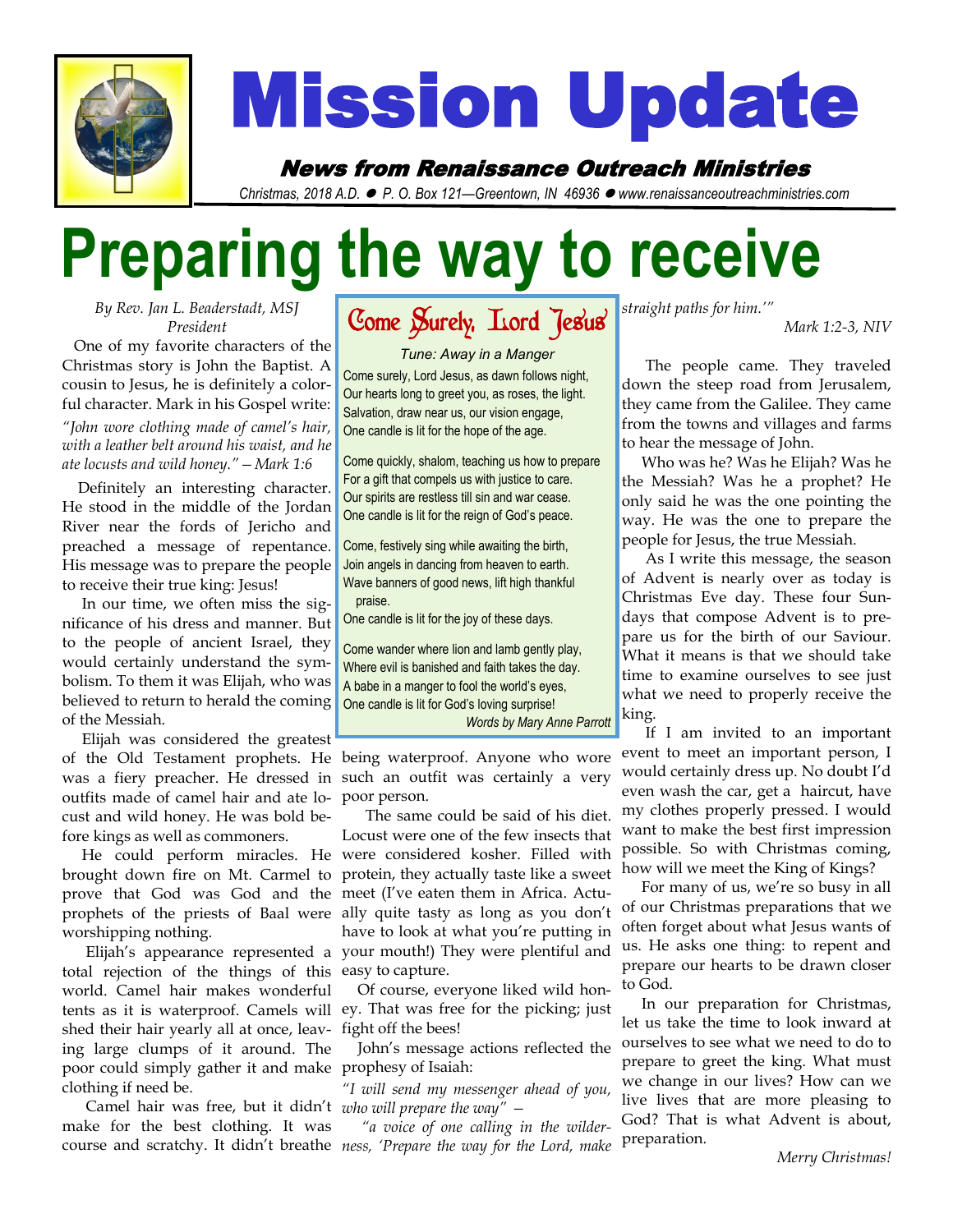# Mission Update

### News from Renaissance Outreach Ministries

*Christmas, 2018 A.D. ● P. O. Box 121—Greentown, IN 46936 ● www.renaissanceoutreachministries.com*

# Preparing the way to receive

*By Rev. Jan L. Beaderstadt, MSJ*
*President*

One of my favorite characters of the Christmas story is John the Baptist. A cousin to Jesus, he is definitely a colorful character. Mark in his Gospel write:

*"John wore clothing made of camel's hair, with a leather belt around his waist, and he ate locusts and wild honey." — Mark 1:6*

Definitely an interesting character. He stood in the middle of the Jordan River near the fords of Jericho and preached a message of repentance. His message was to prepare the people to receive their true king: Jesus!

In our time, we often miss the significance of his dress and manner. But to the people of ancient Israel, they would certainly understand the symbolism. To them it was Elijah, who was believed to return to herald the coming of the Messiah.

Elijah was considered the greatest of the Old Testament prophets. He was a fiery preacher. He dressed in outfits made of camel hair and ate locust and wild honey. He was bold before kings as well as commoners.

He could perform miracles. He brought down fire on Mt. Carmel to prove that God was God and the prophets of the priests of Baal were worshipping nothing.

Elijah's appearance represented a total rejection of the things of this world. Camel hair makes wonderful tents as it is waterproof. Camels will shed their hair yearly all at once, leaving large clumps of it around. The poor could simply gather it and make clothing if need be.

Camel hair was free, but it didn't make for the best clothing. It was course and scratchy. It didn't breathe being waterproof. Anyone who wore such an outfit was certainly a very poor person.

The same could be said of his diet. Locust were one of the few insects that were considered kosher. Filled with protein, they actually taste like a sweet meat (I've eaten them in Africa. Actually quite tasty as long as you don't have to look at what you're putting in your mouth!) They were plentiful and easy to capture.

Of course, everyone liked wild honey. That was free for the picking; just fight off the bees!

John's message actions reflected the prophesy of Isaiah:

*"I will send my messenger ahead of you, who will prepare the way" —*

*"a voice of one calling in the wilderness, 'Prepare the way for the Lord, make straight paths for him.'"*

*Mark 1:2-3, NIV*

The people came. They traveled down the steep road from Jerusalem, they came from the Galilee. They came from the towns and villages and farms to hear the message of John.

Who was he? Was he Elijah? Was he the Messiah? Was he a prophet? He only said he was the one pointing the way. He was the one to prepare the people for Jesus, the true Messiah.

As I write this message, the season of Advent is nearly over as today is Christmas Eve day. These four Sundays that compose Advent is to prepare us for the birth of our Saviour. What it means is that we should take time to examine ourselves to see just what we need to properly receive the king.

If I am invited to an important event to meet an important person, I would certainly dress up. No doubt I'd even wash the car, get a haircut, have my clothes properly pressed. I would want to make the best first impression possible. So with Christmas coming, how will we meet the King of Kings?

For many of us, we're so busy in all of our Christmas preparations that we often forget about what Jesus wants of us. He asks one thing: to repent and prepare our hearts to be drawn closer to God.

In our preparation for Christmas, let us take the time to look inward at ourselves to see what we need to do to prepare to greet the king. What must we change in our lives? How can we live lives that are more pleasing to God? That is what Advent is about, preparation.

*Merry Christmas!*

---

## Come Surely, Lord Jesus

*Tune: Away in a Manger*

Come surely, Lord Jesus, as dawn follows night,
Our hearts long to greet you, as roses, the light.
Salvation, draw near us, our vision engage,
One candle is lit for the hope of the age.

Come quickly, shalom, teaching us how to prepare
For a gift that compels us with justice to care.
Our spirits are restless till sin and war cease.
One candle is lit for the reign of God's peace.

Come, festively sing while awaiting the birth,
Join angels in dancing from heaven to earth.
Wave banners of good news, lift high thankful praise.
One candle is lit for the joy of these days.

Come wander where lion and lamb gently play,
Where evil is banished and faith takes the day.
A babe in a manger to fool the world's eyes,
One candle is lit for God's loving surprise!

*Words by Mary Anne Parrott*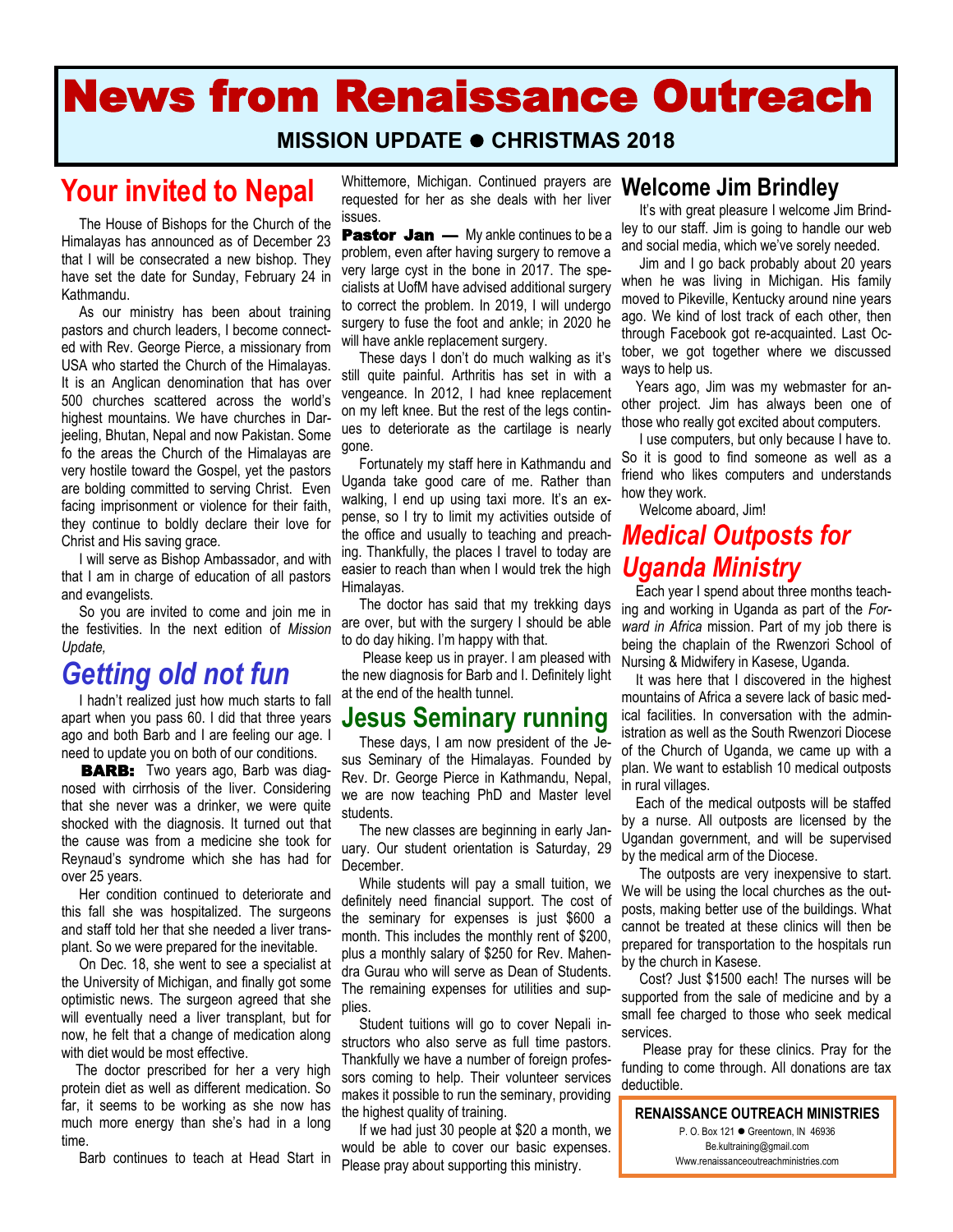# News from Renaissance Outreach

**MISSION UPDATE ● CHRISTMAS 2018**

## Your invited to Nepal

The House of Bishops for the Church of the Himalayas has announced as of December 23 that I will be consecrated a new bishop. They have set the date for Sunday, February 24 in Kathmandu.

As our ministry has been about training pastors and church leaders, I become connected with Rev. George Pierce, a missionary from USA who started the Church of the Himalayas. It is an Anglican denomination that has over 500 churches scattered across the world's highest mountains. We have churches in Darjeeling, Bhutan, Nepal and now Pakistan. Some fo the areas the Church of the Himalayas are very hostile toward the Gospel, yet the pastors are bolding committed to serving Christ. Even facing imprisonment or violence for their faith, they continue to boldly declare their love for Christ and His saving grace.

I will serve as Bishop Ambassador, and with that I am in charge of education of all pastors and evangelists.

So you are invited to come and join me in the festivities. In the next edition of *Mission Update,*

## *Getting old not fun*

I hadn't realized just how much starts to fall apart when you pass 60. I did that three years ago and both Barb and I are feeling our age. I need to update you on both of our conditions.

**BARB:** Two years ago, Barb was diagnosed with cirrhosis of the liver. Considering that she never was a drinker, we were quite shocked with the diagnosis. It turned out that the cause was from a medicine she took for Reynaud's syndrome which she has had for over 25 years.

Her condition continued to deteriorate and this fall she was hospitalized. The surgeons and staff told her that she needed a liver transplant. So we were prepared for the inevitable.

On Dec. 18, she went to see a specialist at the University of Michigan, and finally got some optimistic news. The surgeon agreed that she will eventually need a liver transplant, but for now, he felt that a change of medication along with diet would be most effective.

The doctor prescribed for her a very high protein diet as well as different medication. So far, it seems to be working as she now has much more energy than she's had in a long time.

Barb continues to teach at Head Start in Whittemore, Michigan. Continued prayers are requested for her as she deals with her liver issues.

**Pastor Jan —** My ankle continues to be a problem, even after having surgery to remove a very large cyst in the bone in 2017. The specialists at UofM have advised additional surgery to correct the problem. In 2019, I will undergo surgery to fuse the foot and ankle; in 2020 he will have ankle replacement surgery.

These days I don't do much walking as it's still quite painful. Arthritis has set in with a vengeance. In 2012, I had knee replacement on my left knee. But the rest of the legs continues to deteriorate as the cartilage is nearly gone.

Fortunately my staff here in Kathmandu and Uganda take good care of me. Rather than walking, I end up using taxi more. It's an expense, so I try to limit my activities outside of the office and usually to teaching and preaching. Thankfully, the places I travel to today are easier to reach than when I would trek the high Himalayas.

The doctor has said that my trekking days are over, but with the surgery I should be able to do day hiking. I'm happy with that.

Please keep us in prayer. I am pleased with the new diagnosis for Barb and I. Definitely light at the end of the health tunnel.

## Jesus Seminary running

These days, I am now president of the Jesus Seminary of the Himalayas. Founded by Rev. Dr. George Pierce in Kathmandu, Nepal, we are now teaching PhD and Master level students.

The new classes are beginning in early January. Our student orientation is Saturday, 29 December.

While students will pay a small tuition, we definitely need financial support. The cost of the seminary for expenses is just $600 a month. This includes the monthly rent of $200, plus a monthly salary of $250 for Rev. Mahendra Gurau who will serve as Dean of Students. The remaining expenses for utilities and supplies.

Student tuitions will go to cover Nepali instructors who also serve as full time pastors. Thankfully we have a number of foreign professors coming to help. Their volunteer services makes it possible to run the seminary, providing the highest quality of training.

If we had just 30 people at $20 a month, we would be able to cover our basic expenses. Please pray about supporting this ministry.

## Welcome Jim Brindley

It's with great pleasure I welcome Jim Brindley to our staff. Jim is going to handle our web and social media, which we've sorely needed.

Jim and I go back probably about 20 years when he was living in Michigan. His family moved to Pikeville, Kentucky around nine years ago. We kind of lost track of each other, then through Facebook got re-acquainted. Last October, we got together where we discussed ways to help us.

Years ago, Jim was my webmaster for another project. Jim has always been one of those who really got excited about computers.

I use computers, but only because I have to. So it is good to find someone as well as a friend who likes computers and understands how they work.

Welcome aboard, Jim!

## *Medical Outposts for Uganda Ministry*

Each year I spend about three months teaching and working in Uganda as part of the *Forward in Africa* mission. Part of my job there is being the chaplain of the Rwenzori School of Nursing & Midwifery in Kasese, Uganda.

It was here that I discovered in the highest mountains of Africa a severe lack of basic medical facilities. In conversation with the administration as well as the South Rwenzori Diocese of the Church of Uganda, we came up with a plan. We want to establish 10 medical outposts in rural villages.

Each of the medical outposts will be staffed by a nurse. All outposts are licensed by the Ugandan government, and will be supervised by the medical arm of the Diocese.

The outposts are very inexpensive to start. We will be using the local churches as the outposts, making better use of the buildings. What cannot be treated at these clinics will then be prepared for transportation to the hospitals run by the church in Kasese.

Cost? Just $1500 each! The nurses will be supported from the sale of medicine and by a small fee charged to those who seek medical services.

Please pray for these clinics. Pray for the funding to come through. All donations are tax deductible.

**RENAISSANCE OUTREACH MINISTRIES**

P. O. Box 121 ● Greentown, IN 46936

Be.kultraining@gmail.com

Www.renaissanceoutreachministries.com